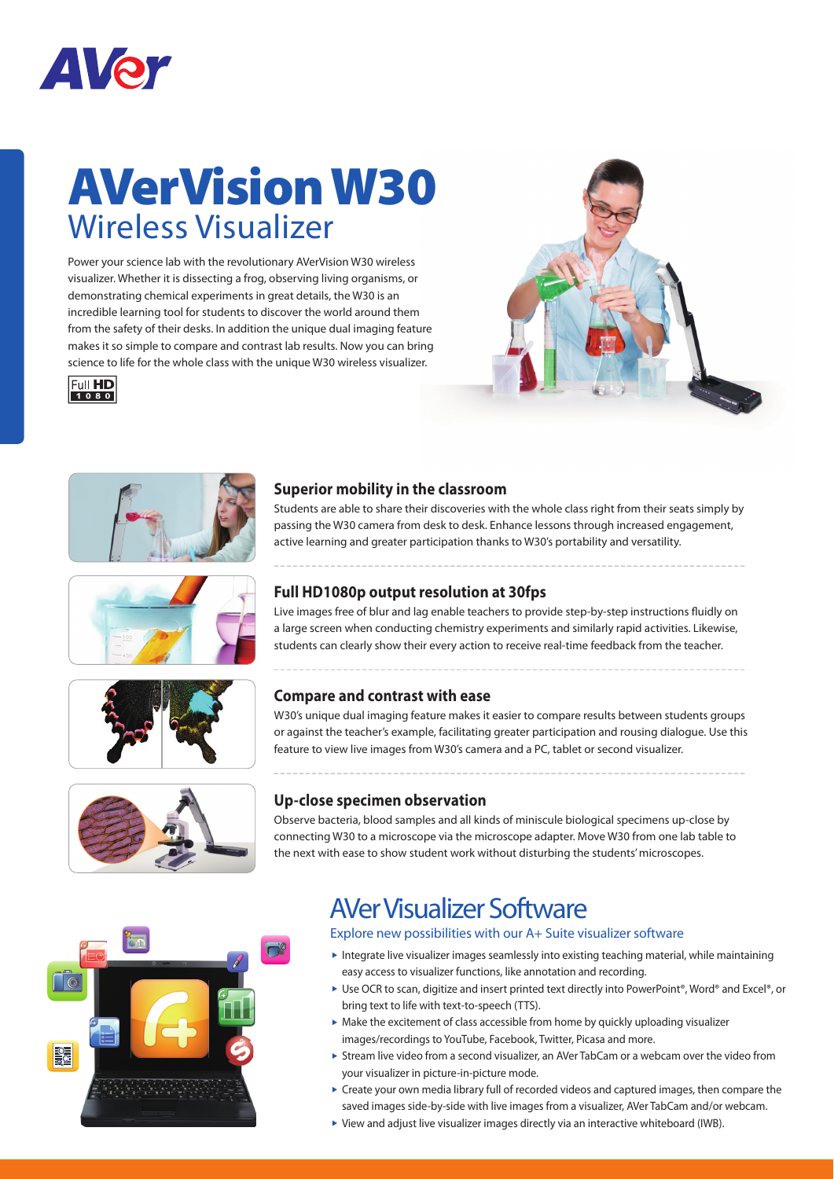# AVerVision W30

## Wireless Visualizer

Power your science lab with the revolutionary AVerVision W30 wireless visualizer. Whether it is dissecting a frog, observing living organisms, or demonstrating chemical experiments in great details, the W30 is an incredible learning tool for students to discover the world around them from the safety of their desks. In addition the unique dual imaging feature makes it so simple to compare and contrast lab results. Now you can bring science to life for the whole class with the unique W30 wireless visualizer.

### Superior mobility in the classroom

Students are able to share their discoveries with the whole class right from their seats simply by passing the W30 camera from desk to desk. Enhance lessons through increased engagement, active learning and greater participation thanks to W30's portability and versatility.

### Full HD1080p output resolution at 30fps

Live images free of blur and lag enable teachers to provide step-by-step instructions fluidly on a large screen when conducting chemistry experiments and similarly rapid activities. Likewise, students can clearly show their every action to receive real-time feedback from the teacher.

### Compare and contrast with ease

W30's unique dual imaging feature makes it easier to compare results between students groups or against the teacher's example, facilitating greater participation and rousing dialogue. Use this feature to view live images from W30's camera and a PC, tablet or second visualizer.

### Up-close specimen observation

Observe bacteria, blood samples and all kinds of miniscule biological specimens up-close by connecting W30 to a microscope via the microscope adapter. Move W30 from one lab table to the next with ease to show student work without disturbing the students' microscopes.

## AVer Visualizer Software

Explore new possibilities with our A+ Suite visualizer software

- Integrate live visualizer images seamlessly into existing teaching material, while maintaining easy access to visualizer functions, like annotation and recording.
- Use OCR to scan, digitize and insert printed text directly into PowerPoint®, Word® and Excel®, or bring text to life with text-to-speech (TTS).
- Make the excitement of class accessible from home by quickly uploading visualizer images/recordings to YouTube, Facebook, Twitter, Picasa and more.
- Stream live video from a second visualizer, an AVer TabCam or a webcam over the video from your visualizer in picture-in-picture mode.
- Create your own media library full of recorded videos and captured images, then compare the saved images side-by-side with live images from a visualizer, AVer TabCam and/or webcam.
- View and adjust live visualizer images directly via an interactive whiteboard (IWB).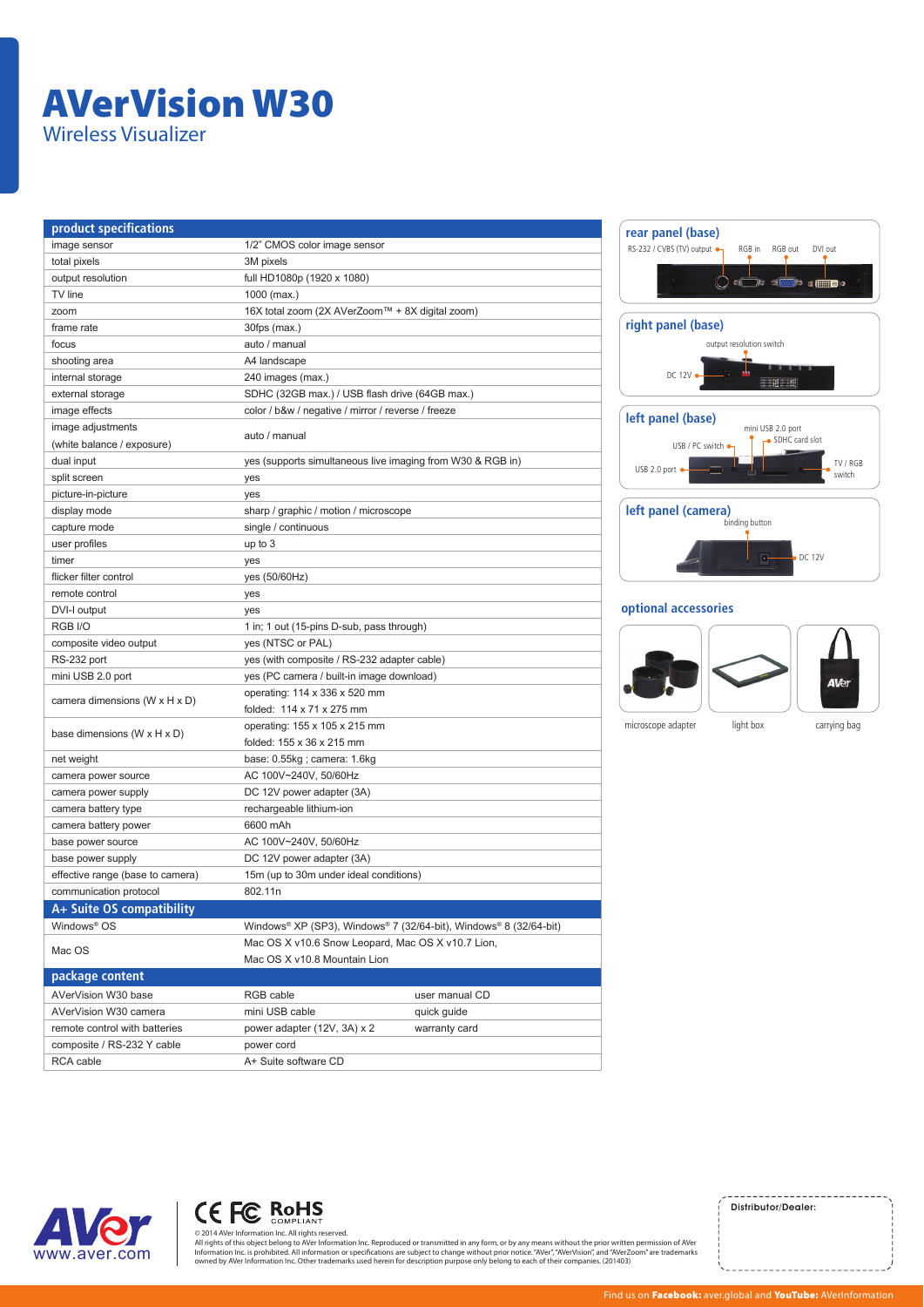# AVerVision W30

Wireless Visualizer

## product specifications

| | |
|---|---|
| image sensor | 1/2" CMOS color image sensor |
| total pixels | 3M pixels |
| output resolution | full HD1080p (1920 x 1080) |
| TV line | 1000 (max.) |
| zoom | 16X total zoom (2X AVerZoom™ + 8X digital zoom) |
| frame rate | 30fps (max.) |
| focus | auto / manual |
| shooting area | A4 landscape |
| internal storage | 240 images (max.) |
| external storage | SDHC (32GB max.) / USB flash drive (64GB max.) |
| image effects | color / b&w / negative / mirror / reverse / freeze |
| image adjustments (white balance / exposure) | auto / manual |
| dual input | yes (supports simultaneous live imaging from W30 & RGB in) |
| split screen | yes |
| picture-in-picture | yes |
| display mode | sharp / graphic / motion / microscope |
| capture mode | single / continuous |
| user profiles | up to 3 |
| timer | yes |
| flicker filter control | yes (50/60Hz) |
| remote control | yes |
| DVI-I output | yes |
| RGB I/O | 1 in; 1 out (15-pins D-sub, pass through) |
| composite video output | yes (NTSC or PAL) |
| RS-232 port | yes (with composite / RS-232 adapter cable) |
| mini USB 2.0 port | yes (PC camera / built-in image download) |
| camera dimensions (W x H x D) | operating: 114 x 336 x 520 mm<br>folded: 114 x 71 x 275 mm |
| base dimensions (W x H x D) | operating: 155 x 105 x 215 mm<br>folded: 155 x 36 x 215 mm |
| net weight | base: 0.55kg ; camera: 1.6kg |
| camera power source | AC 100V~240V, 50/60Hz |
| camera power supply | DC 12V power adapter (3A) |
| camera battery type | rechargeable lithium-ion |
| camera battery power | 6600 mAh |
| base power source | AC 100V~240V, 50/60Hz |
| base power supply | DC 12V power adapter (3A) |
| effective range (base to camera) | 15m (up to 30m under ideal conditions) |
| communication protocol | 802.11n |

## A+ Suite OS compatibility

| | |
|---|---|
| Windows® OS | Windows® XP (SP3), Windows® 7 (32/64-bit), Windows® 8 (32/64-bit) |
| Mac OS | Mac OS X v10.6 Snow Leopard, Mac OS X v10.7 Lion,<br>Mac OS X v10.8 Mountain Lion |

## package content

| | | |
|---|---|---|
| AVerVision W30 base | RGB cable | user manual CD |
| AVerVision W30 camera | mini USB cable | quick guide |
| remote control with batteries | power adapter (12V, 3A) x 2 | warranty card |
| composite / RS-232 Y cable | power cord | |
| RCA cable | A+ Suite software CD | |

## rear panel (base)

RS-232 / CVBS (TV) output
RGB in
RGB out
DVI out

## right panel (base)

output resolution switch
DC 12V

## left panel (base)

mini USB 2.0 port
SDHC card slot
USB / PC switch
USB 2.0 port
TV / RGB switch

## left panel (camera)

binding button
DC 12V

## optional accessories

microscope adapter
light box
carrying bag

www.aver.com

CE FC RoHS COMPLIANT

© 2014 AVer Information Inc. All rights reserved.
All rights of this object belong to AVer Information Inc. Reproduced or transmitted in any form, or by any means without the prior written permission of AVer Information Inc. is prohibited. All information or specifications are subject to change without prior notice. "AVer", "AVerVision", and "AVerZoom" are trademarks owned by AVer Information Inc. Other trademarks used herein for description purpose only belong to each of their companies. (201403)

Distributor/Dealer:

Find us on **Facebook:** aver.global and **YouTube:** AVerInformation